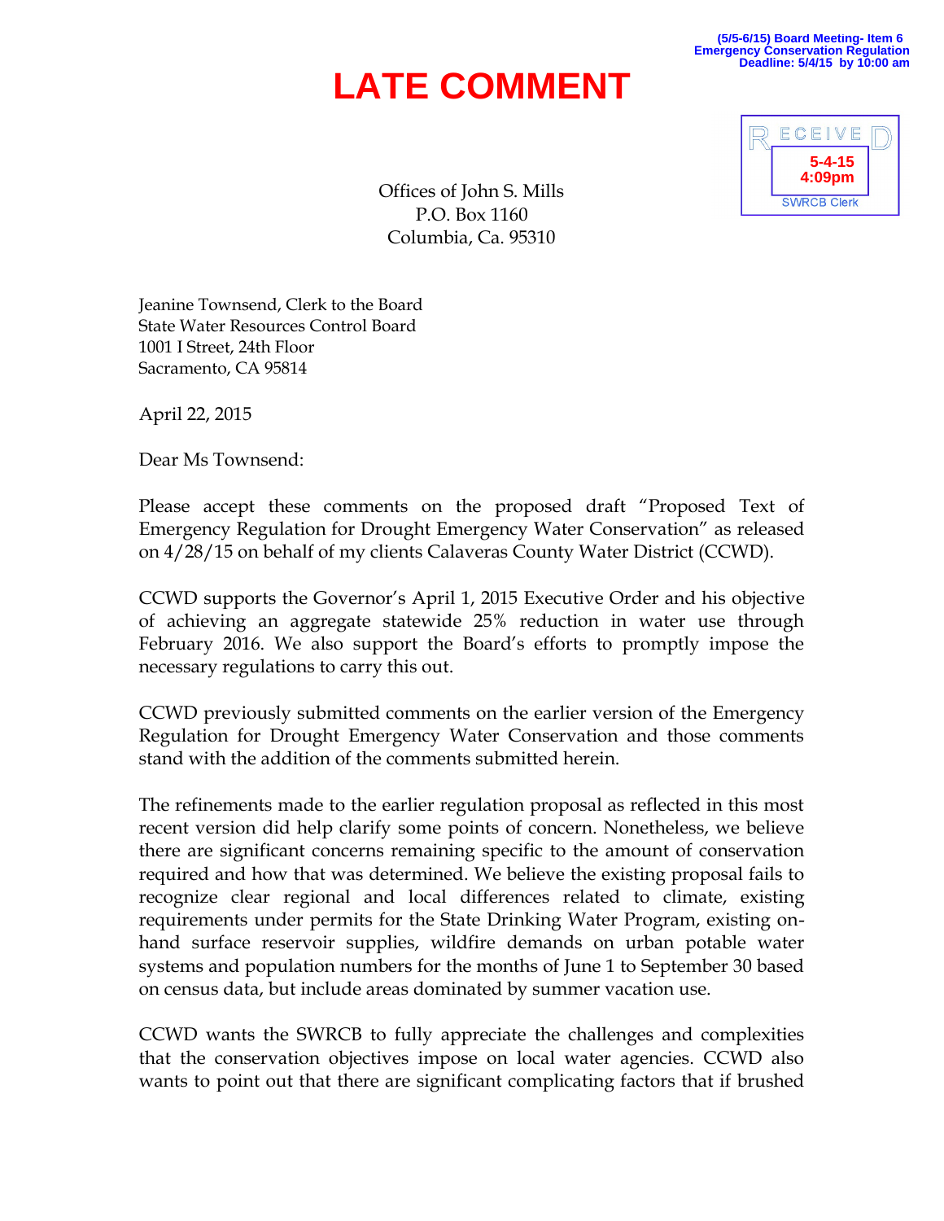(5/5-6/15) Board Meeting- Item 6
Emergency Conservation Regulation
Deadline: 5/4/15 by 10:00 am

# LATE COMMENT

RECEIVED
5-4-15
4:09pm
SWRCB Clerk

Offices of John S. Mills
P.O. Box 1160
Columbia, Ca. 95310

Jeanine Townsend, Clerk to the Board
State Water Resources Control Board
1001 I Street, 24th Floor
Sacramento, CA 95814

April 22, 2015

Dear Ms Townsend:

Please accept these comments on the proposed draft "Proposed Text of Emergency Regulation for Drought Emergency Water Conservation" as released on 4/28/15 on behalf of my clients Calaveras County Water District (CCWD).

CCWD supports the Governor's April 1, 2015 Executive Order and his objective of achieving an aggregate statewide 25% reduction in water use through February 2016. We also support the Board's efforts to promptly impose the necessary regulations to carry this out.

CCWD previously submitted comments on the earlier version of the Emergency Regulation for Drought Emergency Water Conservation and those comments stand with the addition of the comments submitted herein.

The refinements made to the earlier regulation proposal as reflected in this most recent version did help clarify some points of concern. Nonetheless, we believe there are significant concerns remaining specific to the amount of conservation required and how that was determined. We believe the existing proposal fails to recognize clear regional and local differences related to climate, existing requirements under permits for the State Drinking Water Program, existing on-hand surface reservoir supplies, wildfire demands on urban potable water systems and population numbers for the months of June 1 to September 30 based on census data, but include areas dominated by summer vacation use.

CCWD wants the SWRCB to fully appreciate the challenges and complexities that the conservation objectives impose on local water agencies. CCWD also wants to point out that there are significant complicating factors that if brushed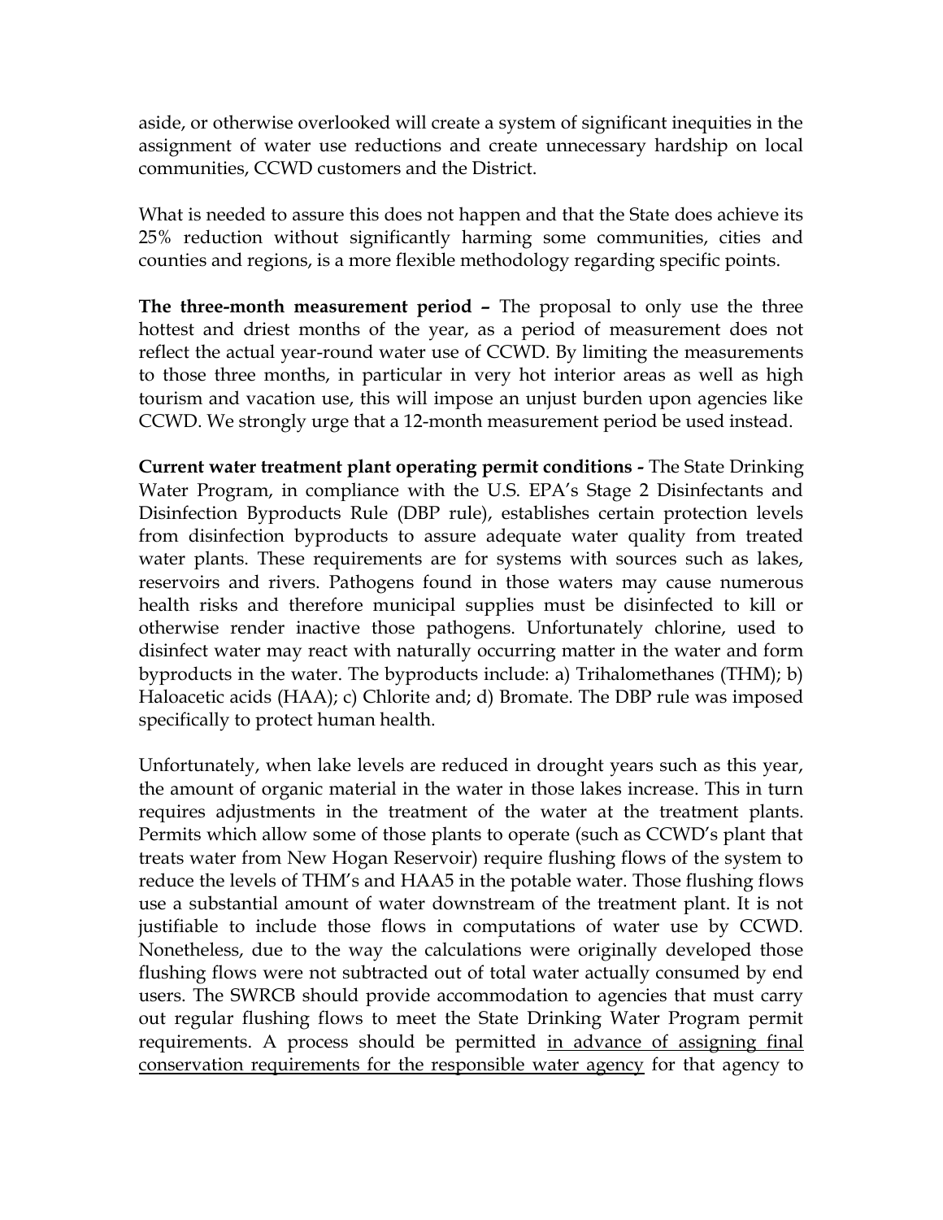aside, or otherwise overlooked will create a system of significant inequities in the assignment of water use reductions and create unnecessary hardship on local communities, CCWD customers and the District.

What is needed to assure this does not happen and that the State does achieve its 25% reduction without significantly harming some communities, cities and counties and regions, is a more flexible methodology regarding specific points.

**The three-month measurement period –** The proposal to only use the three hottest and driest months of the year, as a period of measurement does not reflect the actual year-round water use of CCWD. By limiting the measurements to those three months, in particular in very hot interior areas as well as high tourism and vacation use, this will impose an unjust burden upon agencies like CCWD. We strongly urge that a 12-month measurement period be used instead.

**Current water treatment plant operating permit conditions -** The State Drinking Water Program, in compliance with the U.S. EPA's Stage 2 Disinfectants and Disinfection Byproducts Rule (DBP rule), establishes certain protection levels from disinfection byproducts to assure adequate water quality from treated water plants. These requirements are for systems with sources such as lakes, reservoirs and rivers. Pathogens found in those waters may cause numerous health risks and therefore municipal supplies must be disinfected to kill or otherwise render inactive those pathogens. Unfortunately chlorine, used to disinfect water may react with naturally occurring matter in the water and form byproducts in the water. The byproducts include: a) Trihalomethanes (THM); b) Haloacetic acids (HAA); c) Chlorite and; d) Bromate. The DBP rule was imposed specifically to protect human health.

Unfortunately, when lake levels are reduced in drought years such as this year, the amount of organic material in the water in those lakes increase. This in turn requires adjustments in the treatment of the water at the treatment plants. Permits which allow some of those plants to operate (such as CCWD's plant that treats water from New Hogan Reservoir) require flushing flows of the system to reduce the levels of THM's and HAA5 in the potable water. Those flushing flows use a substantial amount of water downstream of the treatment plant. It is not justifiable to include those flows in computations of water use by CCWD. Nonetheless, due to the way the calculations were originally developed those flushing flows were not subtracted out of total water actually consumed by end users. The SWRCB should provide accommodation to agencies that must carry out regular flushing flows to meet the State Drinking Water Program permit requirements. A process should be permitted <u>in advance of assigning final conservation requirements for the responsible water agency</u> for that agency to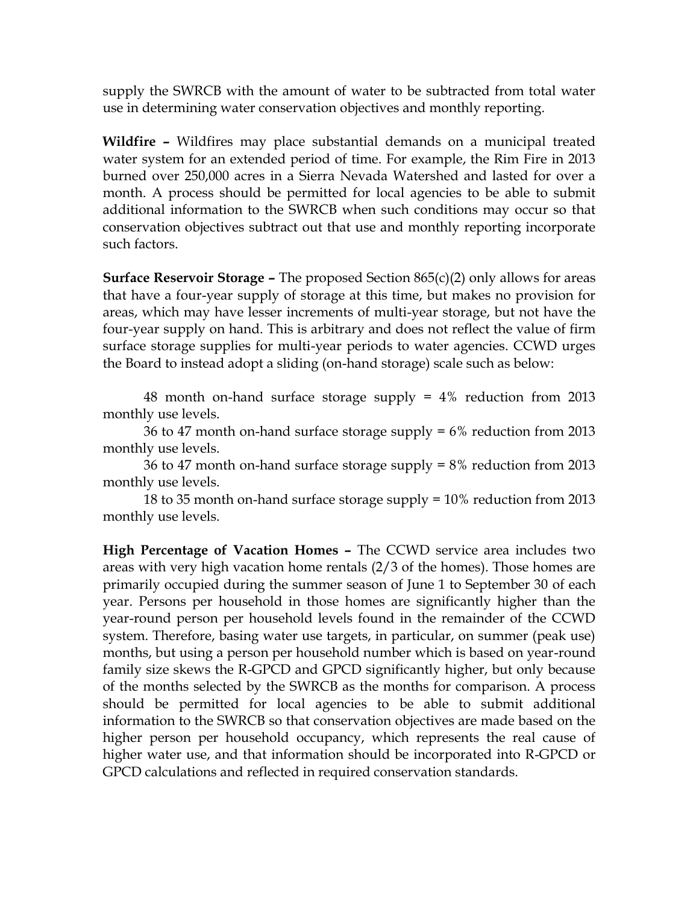supply the SWRCB with the amount of water to be subtracted from total water use in determining water conservation objectives and monthly reporting.

**Wildfire –** Wildfires may place substantial demands on a municipal treated water system for an extended period of time. For example, the Rim Fire in 2013 burned over 250,000 acres in a Sierra Nevada Watershed and lasted for over a month. A process should be permitted for local agencies to be able to submit additional information to the SWRCB when such conditions may occur so that conservation objectives subtract out that use and monthly reporting incorporate such factors.

**Surface Reservoir Storage –** The proposed Section 865(c)(2) only allows for areas that have a four-year supply of storage at this time, but makes no provision for areas, which may have lesser increments of multi-year storage, but not have the four-year supply on hand. This is arbitrary and does not reflect the value of firm surface storage supplies for multi-year periods to water agencies. CCWD urges the Board to instead adopt a sliding (on-hand storage) scale such as below:

48 month on-hand surface storage supply = 4% reduction from 2013 monthly use levels.

36 to 47 month on-hand surface storage supply = 6% reduction from 2013 monthly use levels.

36 to 47 month on-hand surface storage supply = 8% reduction from 2013 monthly use levels.

18 to 35 month on-hand surface storage supply = 10% reduction from 2013 monthly use levels.

**High Percentage of Vacation Homes –** The CCWD service area includes two areas with very high vacation home rentals (2/3 of the homes). Those homes are primarily occupied during the summer season of June 1 to September 30 of each year. Persons per household in those homes are significantly higher than the year-round person per household levels found in the remainder of the CCWD system. Therefore, basing water use targets, in particular, on summer (peak use) months, but using a person per household number which is based on year-round family size skews the R-GPCD and GPCD significantly higher, but only because of the months selected by the SWRCB as the months for comparison. A process should be permitted for local agencies to be able to submit additional information to the SWRCB so that conservation objectives are made based on the higher person per household occupancy, which represents the real cause of higher water use, and that information should be incorporated into R-GPCD or GPCD calculations and reflected in required conservation standards.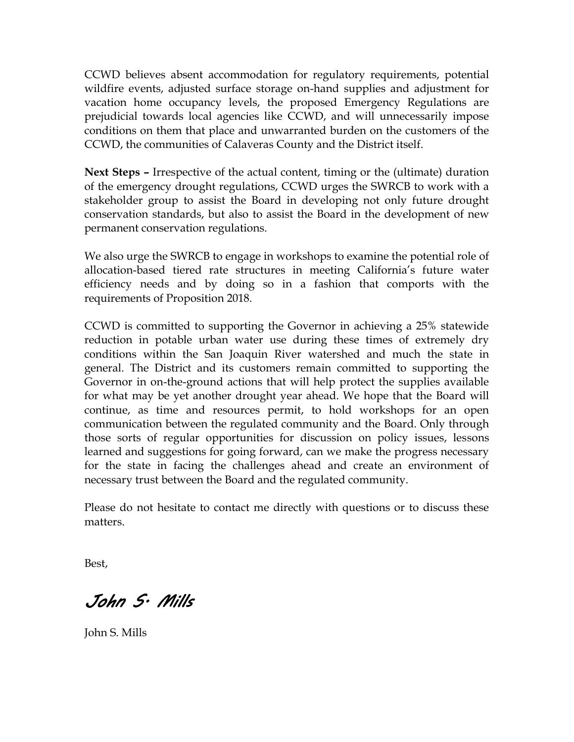CCWD believes absent accommodation for regulatory requirements, potential wildfire events, adjusted surface storage on-hand supplies and adjustment for vacation home occupancy levels, the proposed Emergency Regulations are prejudicial towards local agencies like CCWD, and will unnecessarily impose conditions on them that place and unwarranted burden on the customers of the CCWD, the communities of Calaveras County and the District itself.

**Next Steps –** Irrespective of the actual content, timing or the (ultimate) duration of the emergency drought regulations, CCWD urges the SWRCB to work with a stakeholder group to assist the Board in developing not only future drought conservation standards, but also to assist the Board in the development of new permanent conservation regulations.

We also urge the SWRCB to engage in workshops to examine the potential role of allocation-based tiered rate structures in meeting California's future water efficiency needs and by doing so in a fashion that comports with the requirements of Proposition 2018.

CCWD is committed to supporting the Governor in achieving a 25% statewide reduction in potable urban water use during these times of extremely dry conditions within the San Joaquin River watershed and much the state in general. The District and its customers remain committed to supporting the Governor in on-the-ground actions that will help protect the supplies available for what may be yet another drought year ahead. We hope that the Board will continue, as time and resources permit, to hold workshops for an open communication between the regulated community and the Board. Only through those sorts of regular opportunities for discussion on policy issues, lessons learned and suggestions for going forward, can we make the progress necessary for the state in facing the challenges ahead and create an environment of necessary trust between the Board and the regulated community.

Please do not hesitate to contact me directly with questions or to discuss these matters.

Best,

*John S. Mills*

John S. Mills